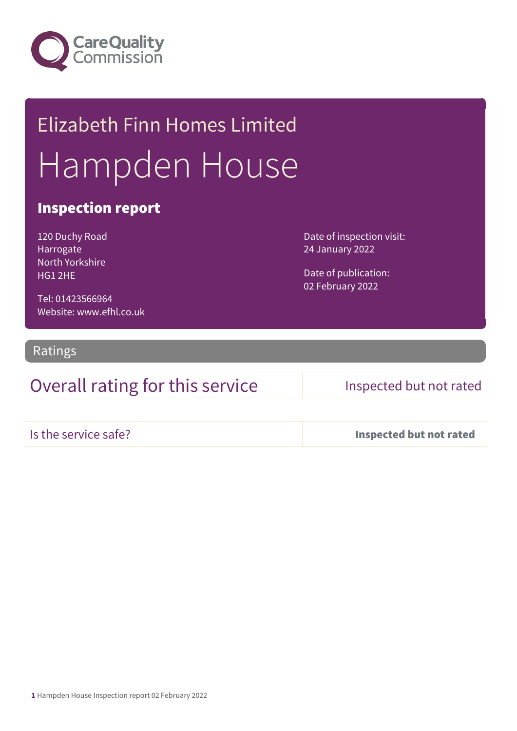Care Quality Commission

# Elizabeth Finn Homes Limited

# Hampden House

## Inspection report

120 Duchy Road
Harrogate
North Yorkshire
HG1 2HE

Tel: 01423566964
Website: www.efhl.co.uk

Date of inspection visit:
24 January 2022

Date of publication:
02 February 2022

## Ratings

| Overall rating for this service | Inspected but not rated |
| --- | --- |
| Is the service safe? | **Inspected but not rated** |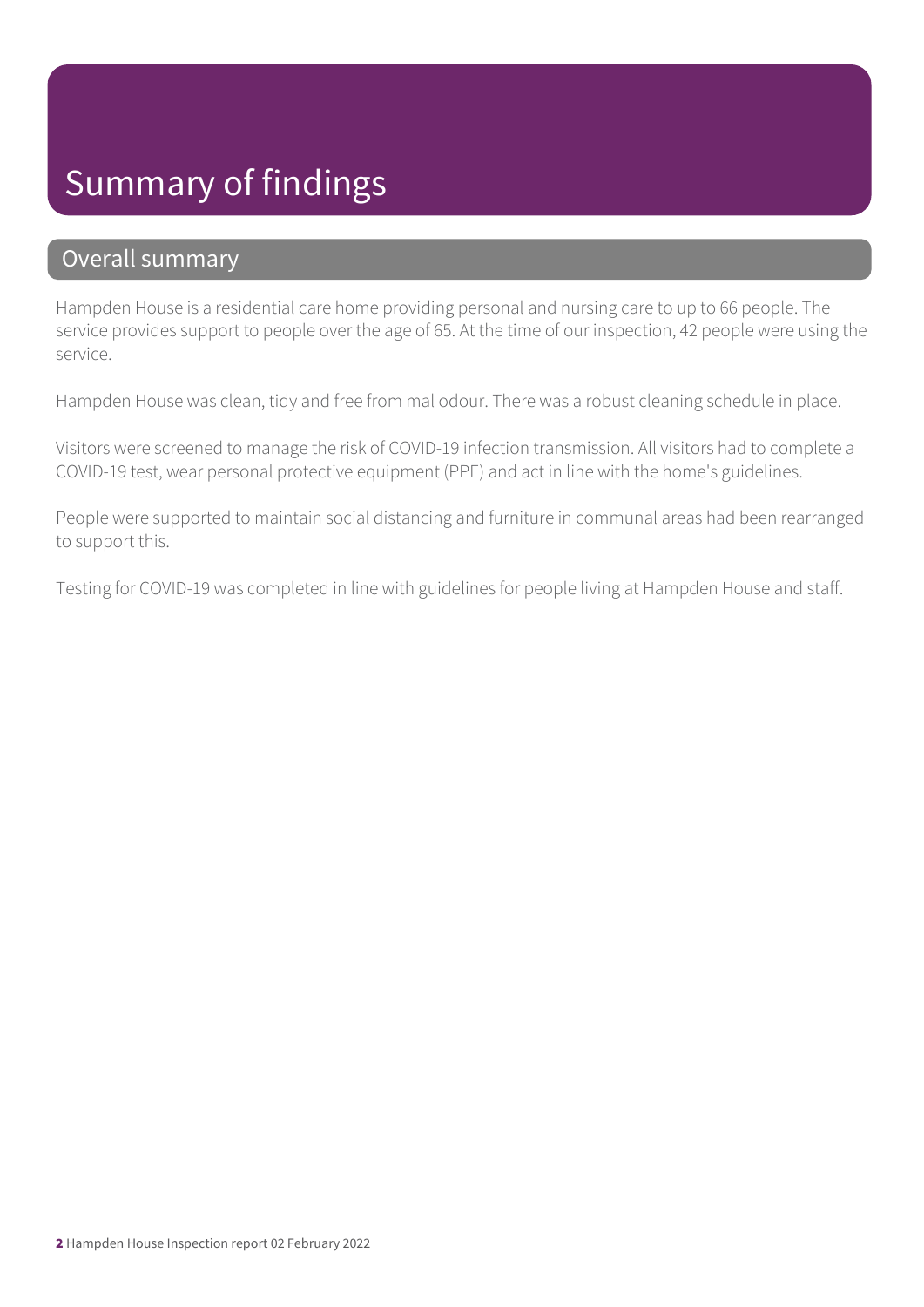# Summary of findings

## Overall summary

Hampden House is a residential care home providing personal and nursing care to up to 66 people. The service provides support to people over the age of 65. At the time of our inspection, 42 people were using the service.

Hampden House was clean, tidy and free from mal odour. There was a robust cleaning schedule in place.

Visitors were screened to manage the risk of COVID-19 infection transmission. All visitors had to complete a COVID-19 test, wear personal protective equipment (PPE) and act in line with the home's guidelines.

People were supported to maintain social distancing and furniture in communal areas had been rearranged to support this.

Testing for COVID-19 was completed in line with guidelines for people living at Hampden House and staff.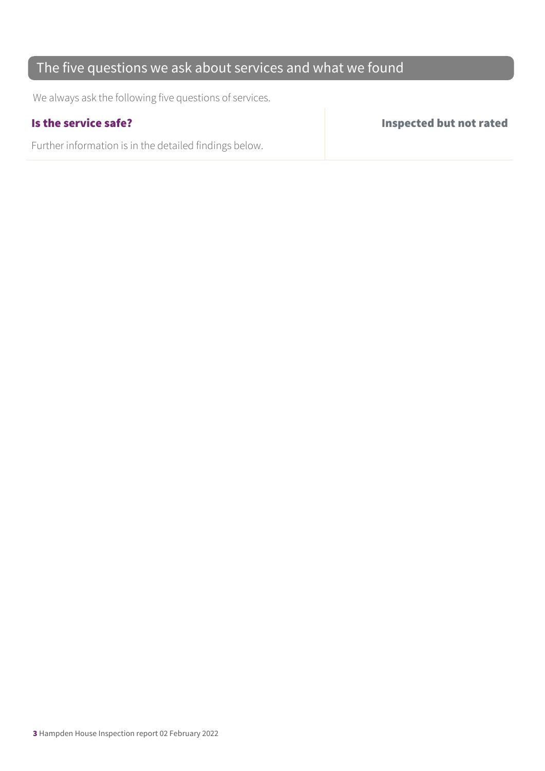## The five questions we ask about services and what we found

We always ask the following five questions of services.

| **Is the service safe?** | **Inspected but not rated** |
| --- | --- |
| Further information is in the detailed findings below. | |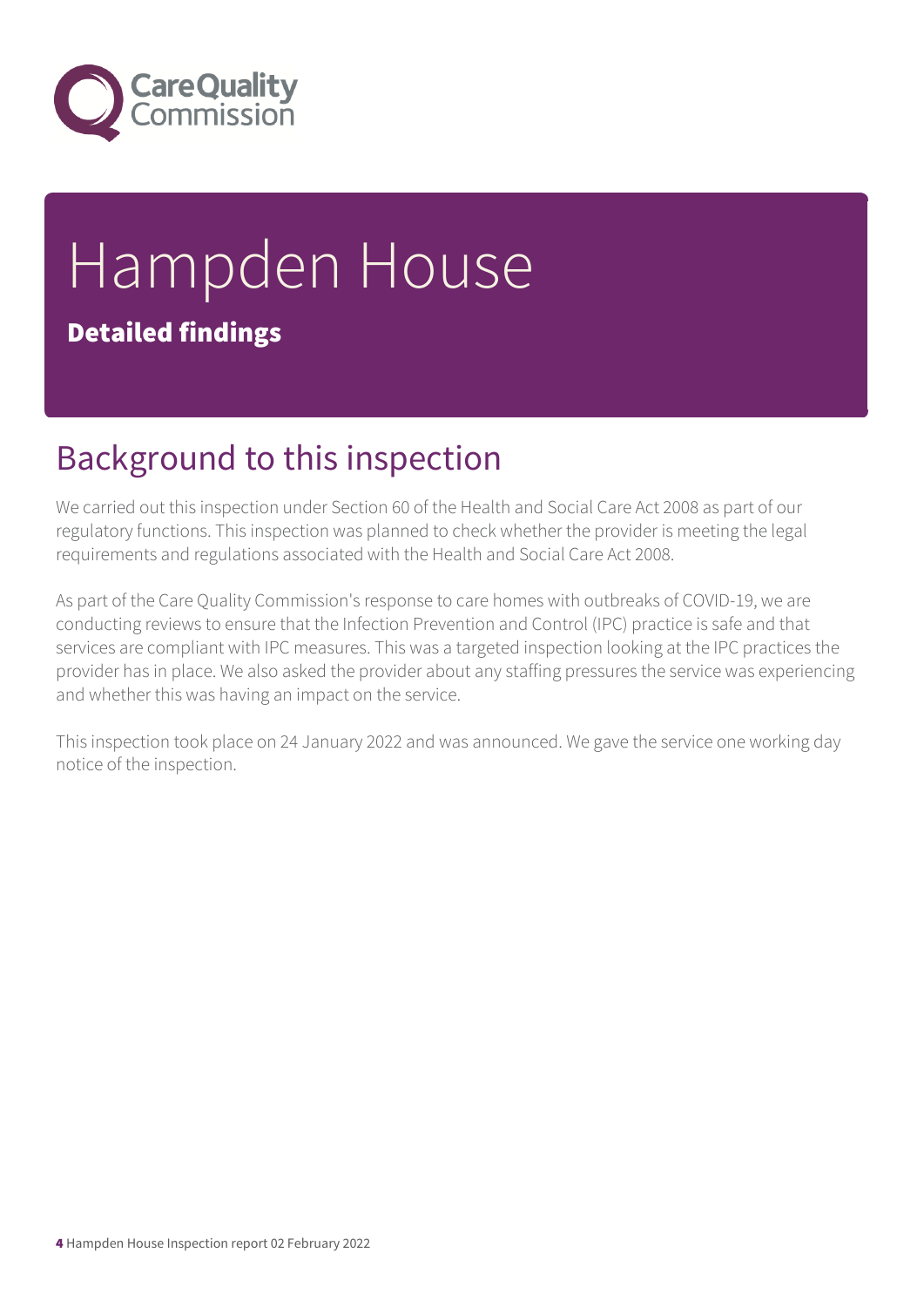# Hampden House

**Detailed findings**

## Background to this inspection

We carried out this inspection under Section 60 of the Health and Social Care Act 2008 as part of our regulatory functions. This inspection was planned to check whether the provider is meeting the legal requirements and regulations associated with the Health and Social Care Act 2008.

As part of the Care Quality Commission's response to care homes with outbreaks of COVID-19, we are conducting reviews to ensure that the Infection Prevention and Control (IPC) practice is safe and that services are compliant with IPC measures. This was a targeted inspection looking at the IPC practices the provider has in place. We also asked the provider about any staffing pressures the service was experiencing and whether this was having an impact on the service.

This inspection took place on 24 January 2022 and was announced. We gave the service one working day notice of the inspection.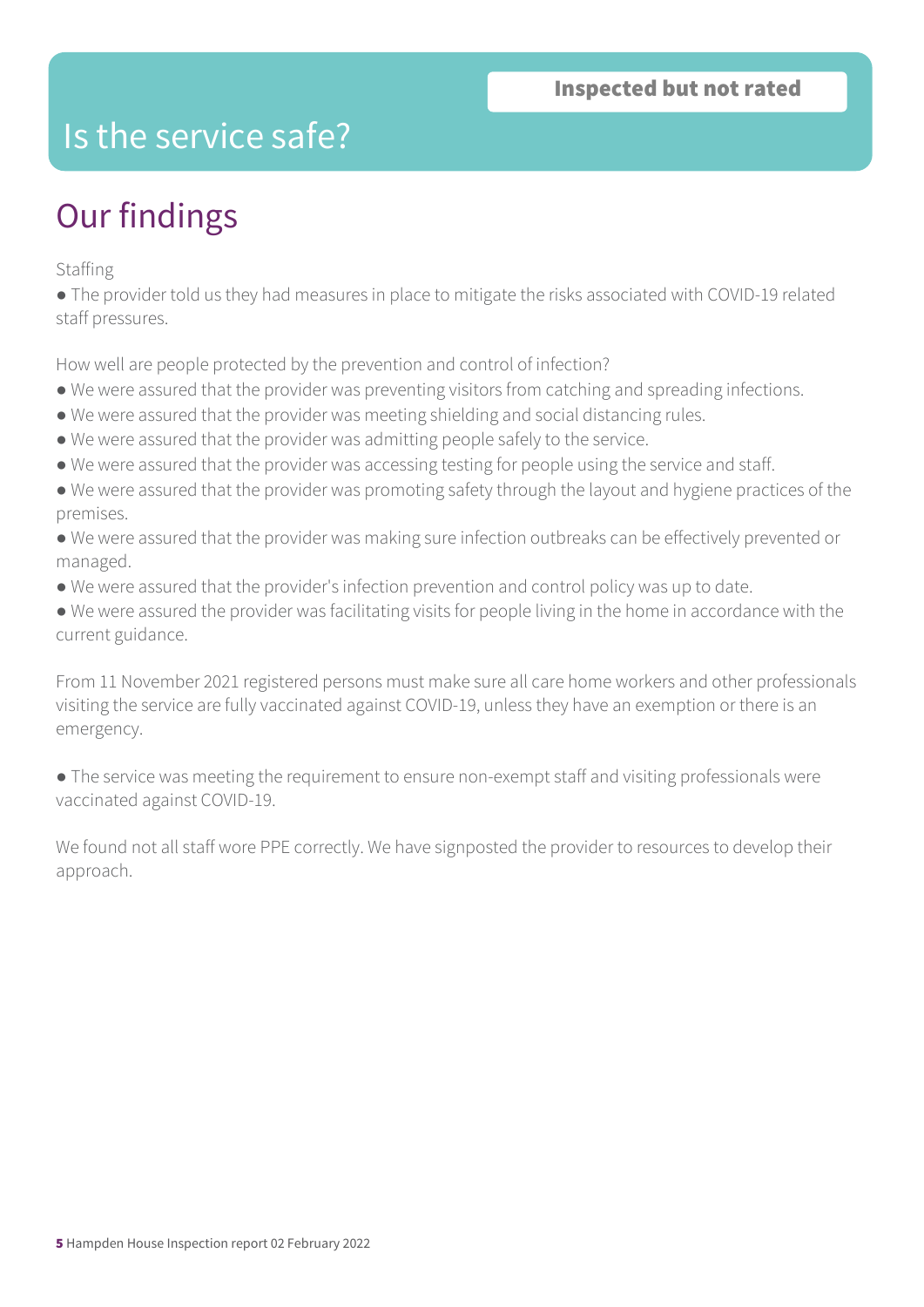**Inspected but not rated**

# Is the service safe?

## Our findings

Staffing

- The provider told us they had measures in place to mitigate the risks associated with COVID-19 related staff pressures.

How well are people protected by the prevention and control of infection?

- We were assured that the provider was preventing visitors from catching and spreading infections.
- We were assured that the provider was meeting shielding and social distancing rules.
- We were assured that the provider was admitting people safely to the service.
- We were assured that the provider was accessing testing for people using the service and staff.
- We were assured that the provider was promoting safety through the layout and hygiene practices of the premises.
- We were assured that the provider was making sure infection outbreaks can be effectively prevented or managed.
- We were assured that the provider's infection prevention and control policy was up to date.
- We were assured the provider was facilitating visits for people living in the home in accordance with the current guidance.

From 11 November 2021 registered persons must make sure all care home workers and other professionals visiting the service are fully vaccinated against COVID-19, unless they have an exemption or there is an emergency.

- The service was meeting the requirement to ensure non-exempt staff and visiting professionals were vaccinated against COVID-19.

We found not all staff wore PPE correctly. We have signposted the provider to resources to develop their approach.